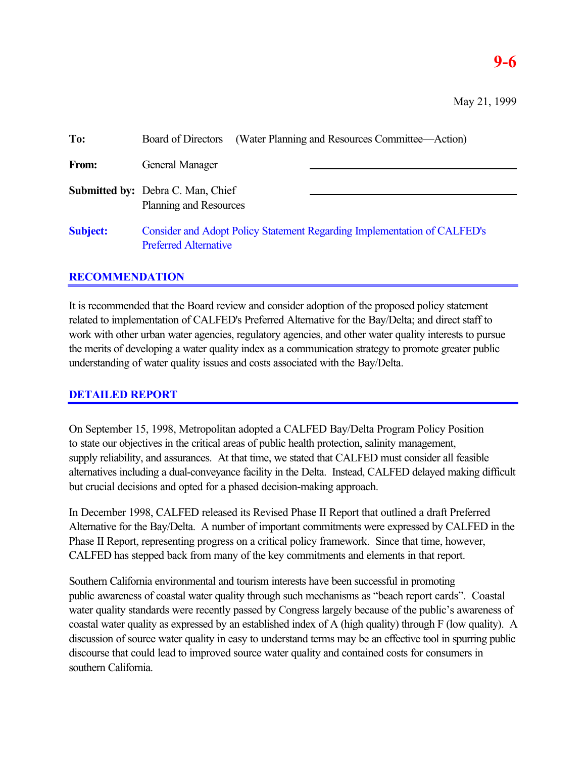**9-6**

May 21, 1999

**To:** Board of Directors (Water Planning and Resources Committee—Action)

**From:** General Manager

**Submitted by:** Debra C. Man, Chief
Planning and Resources

**Subject:** Consider and Adopt Policy Statement Regarding Implementation of CALFED's Preferred Alternative

## RECOMMENDATION

It is recommended that the Board review and consider adoption of the proposed policy statement related to implementation of CALFED's Preferred Alternative for the Bay/Delta; and direct staff to work with other urban water agencies, regulatory agencies, and other water quality interests to pursue the merits of developing a water quality index as a communication strategy to promote greater public understanding of water quality issues and costs associated with the Bay/Delta.

## DETAILED REPORT

On September 15, 1998, Metropolitan adopted a CALFED Bay/Delta Program Policy Position to state our objectives in the critical areas of public health protection, salinity management, supply reliability, and assurances. At that time, we stated that CALFED must consider all feasible alternatives including a dual-conveyance facility in the Delta. Instead, CALFED delayed making difficult but crucial decisions and opted for a phased decision-making approach.

In December 1998, CALFED released its Revised Phase II Report that outlined a draft Preferred Alternative for the Bay/Delta. A number of important commitments were expressed by CALFED in the Phase II Report, representing progress on a critical policy framework. Since that time, however, CALFED has stepped back from many of the key commitments and elements in that report.

Southern California environmental and tourism interests have been successful in promoting public awareness of coastal water quality through such mechanisms as "beach report cards". Coastal water quality standards were recently passed by Congress largely because of the public's awareness of coastal water quality as expressed by an established index of A (high quality) through F (low quality). A discussion of source water quality in easy to understand terms may be an effective tool in spurring public discourse that could lead to improved source water quality and contained costs for consumers in southern California.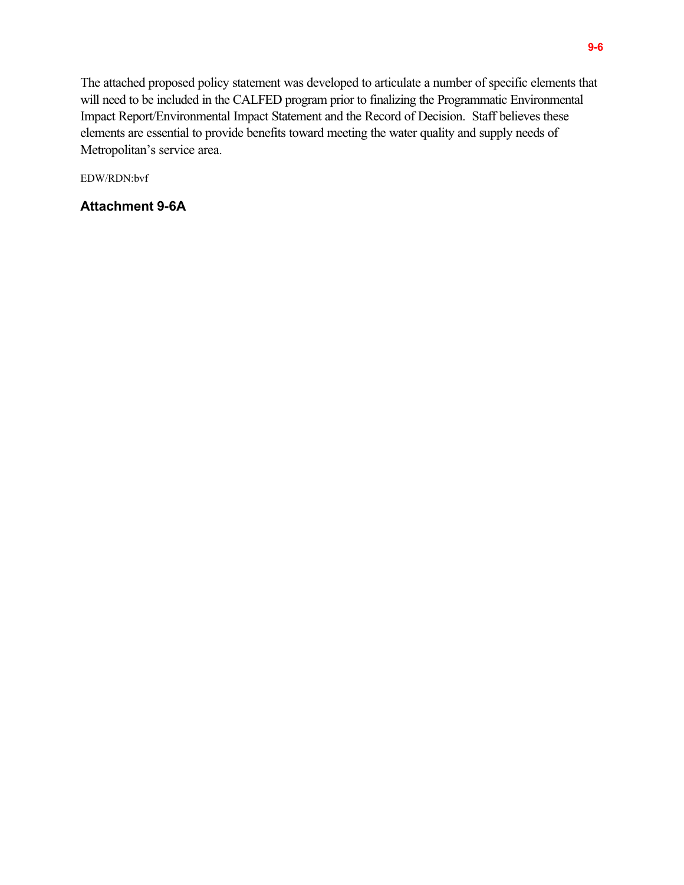The attached proposed policy statement was developed to articulate a number of specific elements that will need to be included in the CALFED program prior to finalizing the Programmatic Environmental Impact Report/Environmental Impact Statement and the Record of Decision. Staff believes these elements are essential to provide benefits toward meeting the water quality and supply needs of Metropolitan's service area.

EDW/RDN:bvf

**Attachment 9-6A**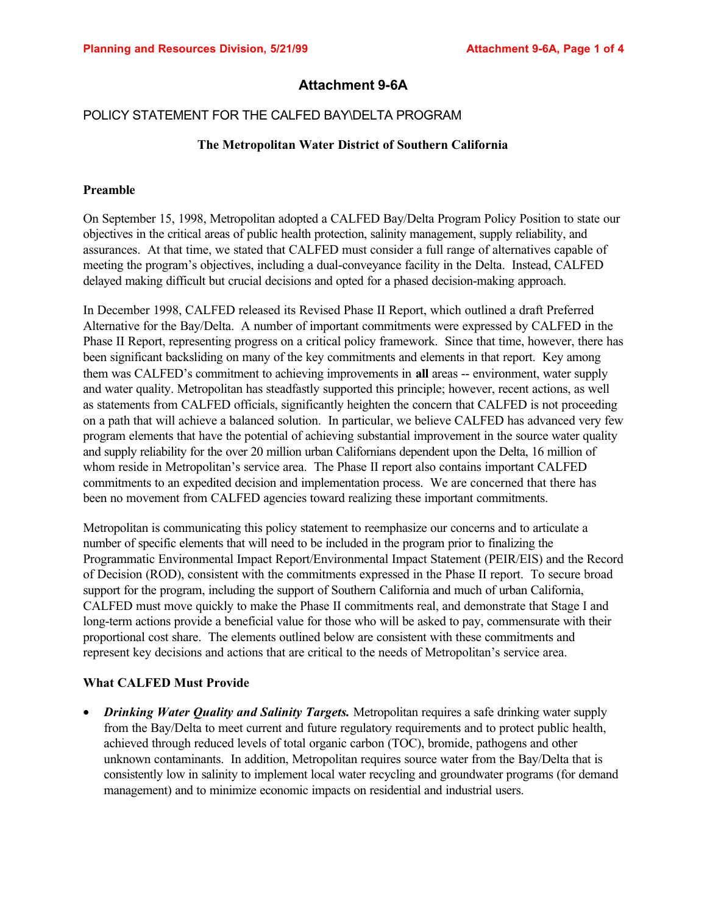# Attachment 9-6A

## POLICY STATEMENT FOR THE CALFED BAY\DELTA PROGRAM

### The Metropolitan Water District of Southern California

**Preamble**

On September 15, 1998, Metropolitan adopted a CALFED Bay/Delta Program Policy Position to state our objectives in the critical areas of public health protection, salinity management, supply reliability, and assurances. At that time, we stated that CALFED must consider a full range of alternatives capable of meeting the program's objectives, including a dual-conveyance facility in the Delta. Instead, CALFED delayed making difficult but crucial decisions and opted for a phased decision-making approach.

In December 1998, CALFED released its Revised Phase II Report, which outlined a draft Preferred Alternative for the Bay/Delta. A number of important commitments were expressed by CALFED in the Phase II Report, representing progress on a critical policy framework. Since that time, however, there has been significant backsliding on many of the key commitments and elements in that report. Key among them was CALFED's commitment to achieving improvements in **all** areas -- environment, water supply and water quality. Metropolitan has steadfastly supported this principle; however, recent actions, as well as statements from CALFED officials, significantly heighten the concern that CALFED is not proceeding on a path that will achieve a balanced solution. In particular, we believe CALFED has advanced very few program elements that have the potential of achieving substantial improvement in the source water quality and supply reliability for the over 20 million urban Californians dependent upon the Delta, 16 million of whom reside in Metropolitan's service area. The Phase II report also contains important CALFED commitments to an expedited decision and implementation process. We are concerned that there has been no movement from CALFED agencies toward realizing these important commitments.

Metropolitan is communicating this policy statement to reemphasize our concerns and to articulate a number of specific elements that will need to be included in the program prior to finalizing the Programmatic Environmental Impact Report/Environmental Impact Statement (PEIR/EIS) and the Record of Decision (ROD), consistent with the commitments expressed in the Phase II report. To secure broad support for the program, including the support of Southern California and much of urban California, CALFED must move quickly to make the Phase II commitments real, and demonstrate that Stage I and long-term actions provide a beneficial value for those who will be asked to pay, commensurate with their proportional cost share. The elements outlined below are consistent with these commitments and represent key decisions and actions that are critical to the needs of Metropolitan's service area.

**What CALFED Must Provide**

- ***Drinking Water Quality and Salinity Targets.*** Metropolitan requires a safe drinking water supply from the Bay/Delta to meet current and future regulatory requirements and to protect public health, achieved through reduced levels of total organic carbon (TOC), bromide, pathogens and other unknown contaminants. In addition, Metropolitan requires source water from the Bay/Delta that is consistently low in salinity to implement local water recycling and groundwater programs (for demand management) and to minimize economic impacts on residential and industrial users.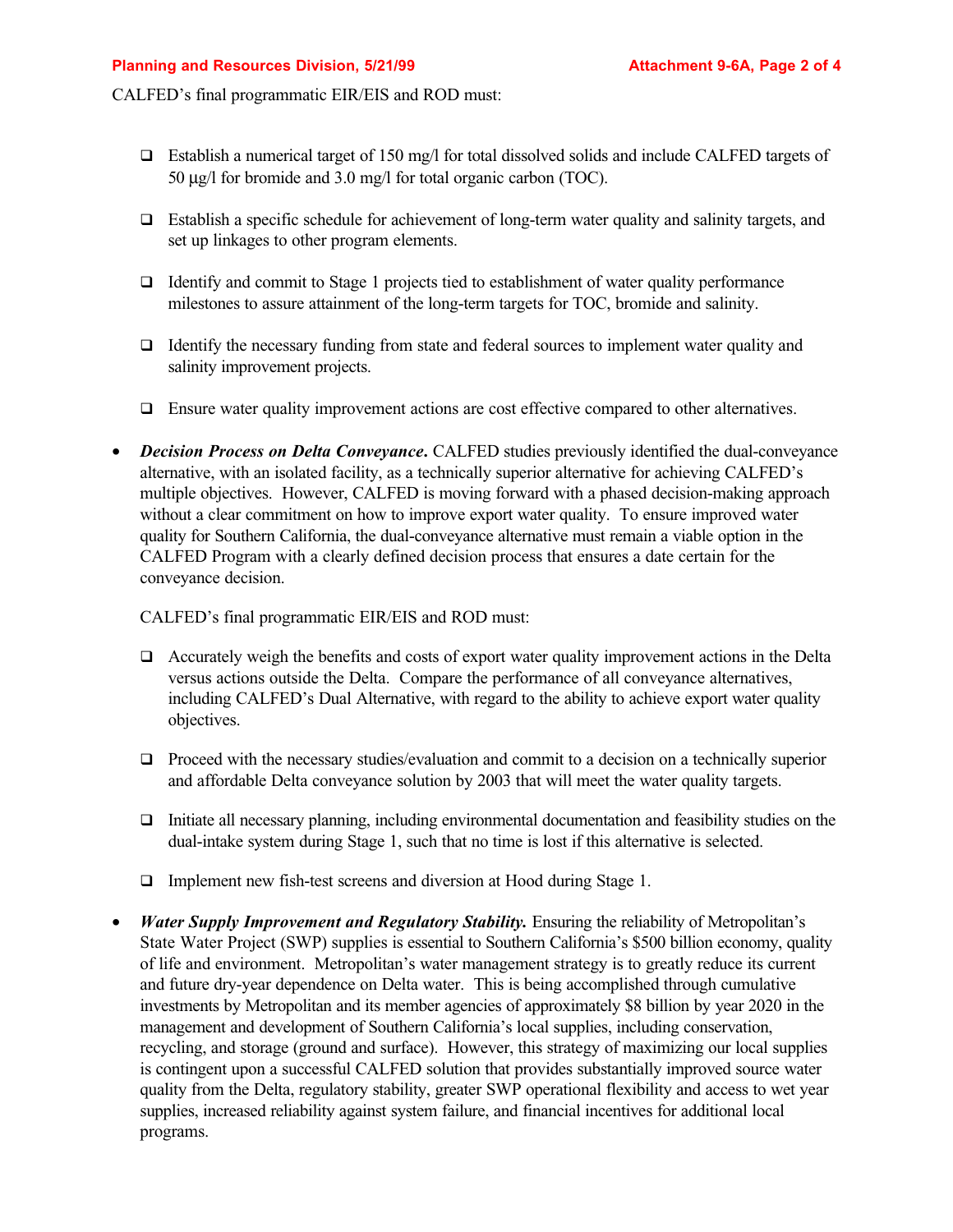CALFED's final programmatic EIR/EIS and ROD must:

- ❑ Establish a numerical target of 150 mg/l for total dissolved solids and include CALFED targets of 50 µg/l for bromide and 3.0 mg/l for total organic carbon (TOC).
- ❑ Establish a specific schedule for achievement of long-term water quality and salinity targets, and set up linkages to other program elements.
- ❑ Identify and commit to Stage 1 projects tied to establishment of water quality performance milestones to assure attainment of the long-term targets for TOC, bromide and salinity.
- ❑ Identify the necessary funding from state and federal sources to implement water quality and salinity improvement projects.
- ❑ Ensure water quality improvement actions are cost effective compared to other alternatives.

- ***Decision Process on Delta Conveyance.*** CALFED studies previously identified the dual-conveyance alternative, with an isolated facility, as a technically superior alternative for achieving CALFED's multiple objectives. However, CALFED is moving forward with a phased decision-making approach without a clear commitment on how to improve export water quality. To ensure improved water quality for Southern California, the dual-conveyance alternative must remain a viable option in the CALFED Program with a clearly defined decision process that ensures a date certain for the conveyance decision.

  CALFED's final programmatic EIR/EIS and ROD must:

  - ❑ Accurately weigh the benefits and costs of export water quality improvement actions in the Delta versus actions outside the Delta. Compare the performance of all conveyance alternatives, including CALFED's Dual Alternative, with regard to the ability to achieve export water quality objectives.
  - ❑ Proceed with the necessary studies/evaluation and commit to a decision on a technically superior and affordable Delta conveyance solution by 2003 that will meet the water quality targets.
  - ❑ Initiate all necessary planning, including environmental documentation and feasibility studies on the dual-intake system during Stage 1, such that no time is lost if this alternative is selected.
  - ❑ Implement new fish-test screens and diversion at Hood during Stage 1.

- ***Water Supply Improvement and Regulatory Stability.*** Ensuring the reliability of Metropolitan's State Water Project (SWP) supplies is essential to Southern California's $500 billion economy, quality of life and environment. Metropolitan's water management strategy is to greatly reduce its current and future dry-year dependence on Delta water. This is being accomplished through cumulative investments by Metropolitan and its member agencies of approximately $8 billion by year 2020 in the management and development of Southern California's local supplies, including conservation, recycling, and storage (ground and surface). However, this strategy of maximizing our local supplies is contingent upon a successful CALFED solution that provides substantially improved source water quality from the Delta, regulatory stability, greater SWP operational flexibility and access to wet year supplies, increased reliability against system failure, and financial incentives for additional local programs.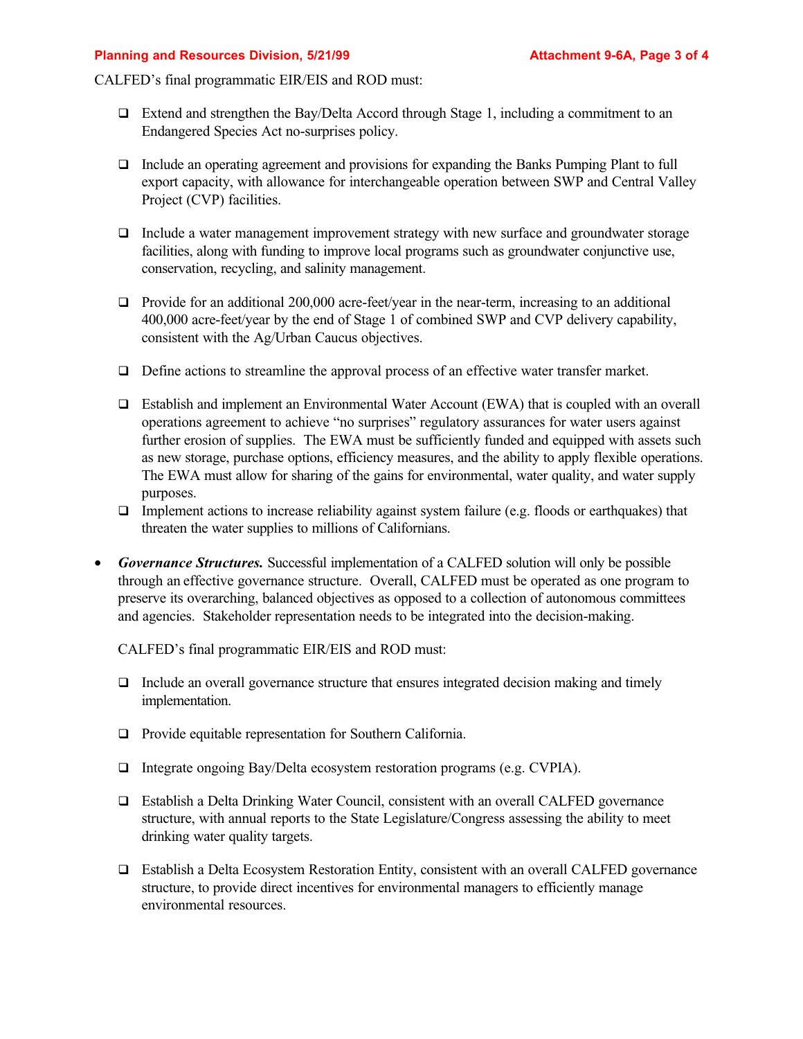CALFED's final programmatic EIR/EIS and ROD must:

- ❑ Extend and strengthen the Bay/Delta Accord through Stage 1, including a commitment to an Endangered Species Act no-surprises policy.

- ❑ Include an operating agreement and provisions for expanding the Banks Pumping Plant to full export capacity, with allowance for interchangeable operation between SWP and Central Valley Project (CVP) facilities.

- ❑ Include a water management improvement strategy with new surface and groundwater storage facilities, along with funding to improve local programs such as groundwater conjunctive use, conservation, recycling, and salinity management.

- ❑ Provide for an additional 200,000 acre-feet/year in the near-term, increasing to an additional 400,000 acre-feet/year by the end of Stage 1 of combined SWP and CVP delivery capability, consistent with the Ag/Urban Caucus objectives.

- ❑ Define actions to streamline the approval process of an effective water transfer market.

- ❑ Establish and implement an Environmental Water Account (EWA) that is coupled with an overall operations agreement to achieve "no surprises" regulatory assurances for water users against further erosion of supplies. The EWA must be sufficiently funded and equipped with assets such as new storage, purchase options, efficiency measures, and the ability to apply flexible operations. The EWA must allow for sharing of the gains for environmental, water quality, and water supply purposes.
- ❑ Implement actions to increase reliability against system failure (e.g. floods or earthquakes) that threaten the water supplies to millions of Californians.

- ***Governance Structures.*** Successful implementation of a CALFED solution will only be possible through an effective governance structure. Overall, CALFED must be operated as one program to preserve its overarching, balanced objectives as opposed to a collection of autonomous committees and agencies. Stakeholder representation needs to be integrated into the decision-making.

  CALFED's final programmatic EIR/EIS and ROD must:

  - ❑ Include an overall governance structure that ensures integrated decision making and timely implementation.

  - ❑ Provide equitable representation for Southern California.

  - ❑ Integrate ongoing Bay/Delta ecosystem restoration programs (e.g. CVPIA).

  - ❑ Establish a Delta Drinking Water Council, consistent with an overall CALFED governance structure, with annual reports to the State Legislature/Congress assessing the ability to meet drinking water quality targets.

  - ❑ Establish a Delta Ecosystem Restoration Entity, consistent with an overall CALFED governance structure, to provide direct incentives for environmental managers to efficiently manage environmental resources.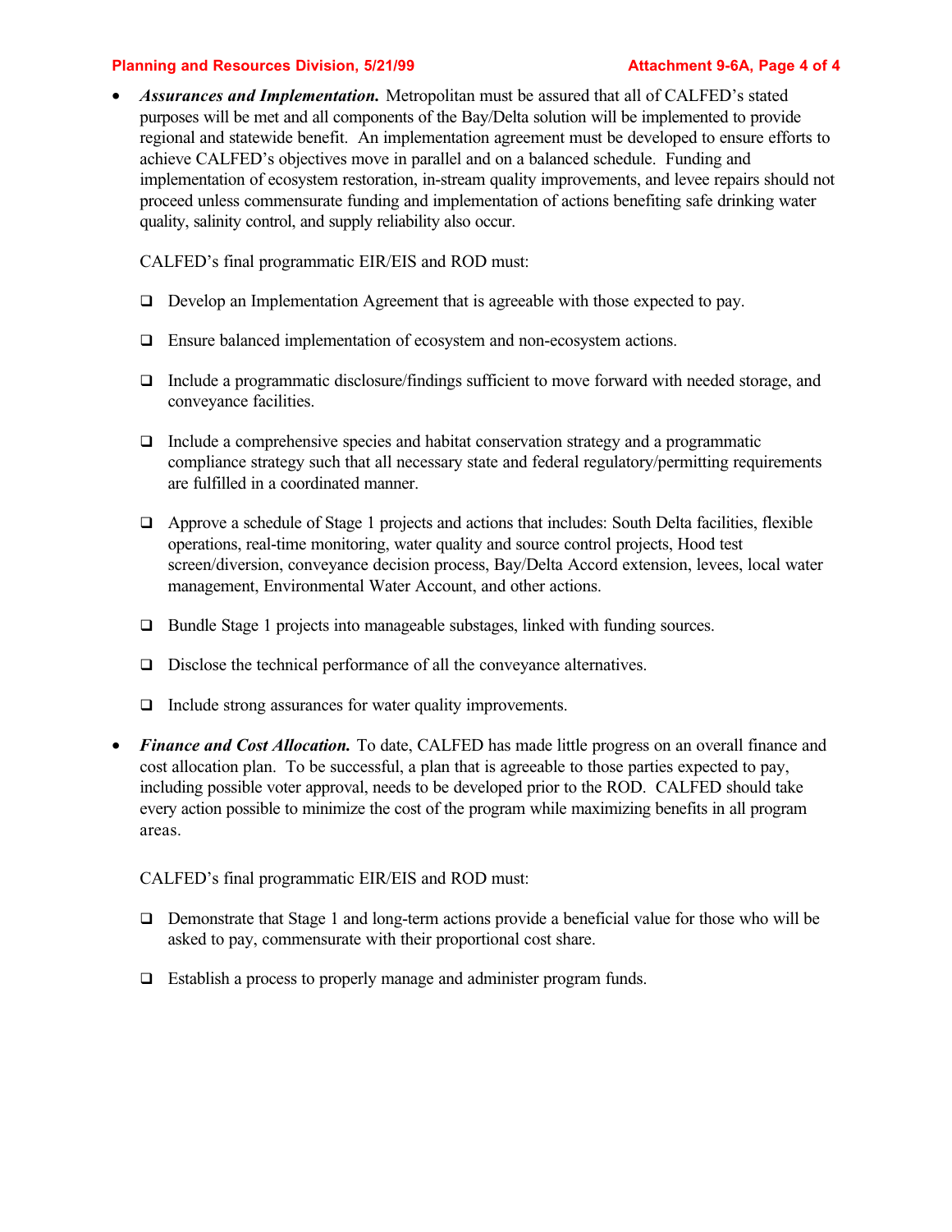- ***Assurances and Implementation.*** Metropolitan must be assured that all of CALFED's stated purposes will be met and all components of the Bay/Delta solution will be implemented to provide regional and statewide benefit. An implementation agreement must be developed to ensure efforts to achieve CALFED's objectives move in parallel and on a balanced schedule. Funding and implementation of ecosystem restoration, in-stream quality improvements, and levee repairs should not proceed unless commensurate funding and implementation of actions benefiting safe drinking water quality, salinity control, and supply reliability also occur.

  CALFED's final programmatic EIR/EIS and ROD must:

  - ❑ Develop an Implementation Agreement that is agreeable with those expected to pay.
  - ❑ Ensure balanced implementation of ecosystem and non-ecosystem actions.
  - ❑ Include a programmatic disclosure/findings sufficient to move forward with needed storage, and conveyance facilities.
  - ❑ Include a comprehensive species and habitat conservation strategy and a programmatic compliance strategy such that all necessary state and federal regulatory/permitting requirements are fulfilled in a coordinated manner.
  - ❑ Approve a schedule of Stage 1 projects and actions that includes: South Delta facilities, flexible operations, real-time monitoring, water quality and source control projects, Hood test screen/diversion, conveyance decision process, Bay/Delta Accord extension, levees, local water management, Environmental Water Account, and other actions.
  - ❑ Bundle Stage 1 projects into manageable substages, linked with funding sources.
  - ❑ Disclose the technical performance of all the conveyance alternatives.
  - ❑ Include strong assurances for water quality improvements.

- ***Finance and Cost Allocation.*** To date, CALFED has made little progress on an overall finance and cost allocation plan. To be successful, a plan that is agreeable to those parties expected to pay, including possible voter approval, needs to be developed prior to the ROD. CALFED should take every action possible to minimize the cost of the program while maximizing benefits in all program areas.

  CALFED's final programmatic EIR/EIS and ROD must:

  - ❑ Demonstrate that Stage 1 and long-term actions provide a beneficial value for those who will be asked to pay, commensurate with their proportional cost share.
  - ❑ Establish a process to properly manage and administer program funds.